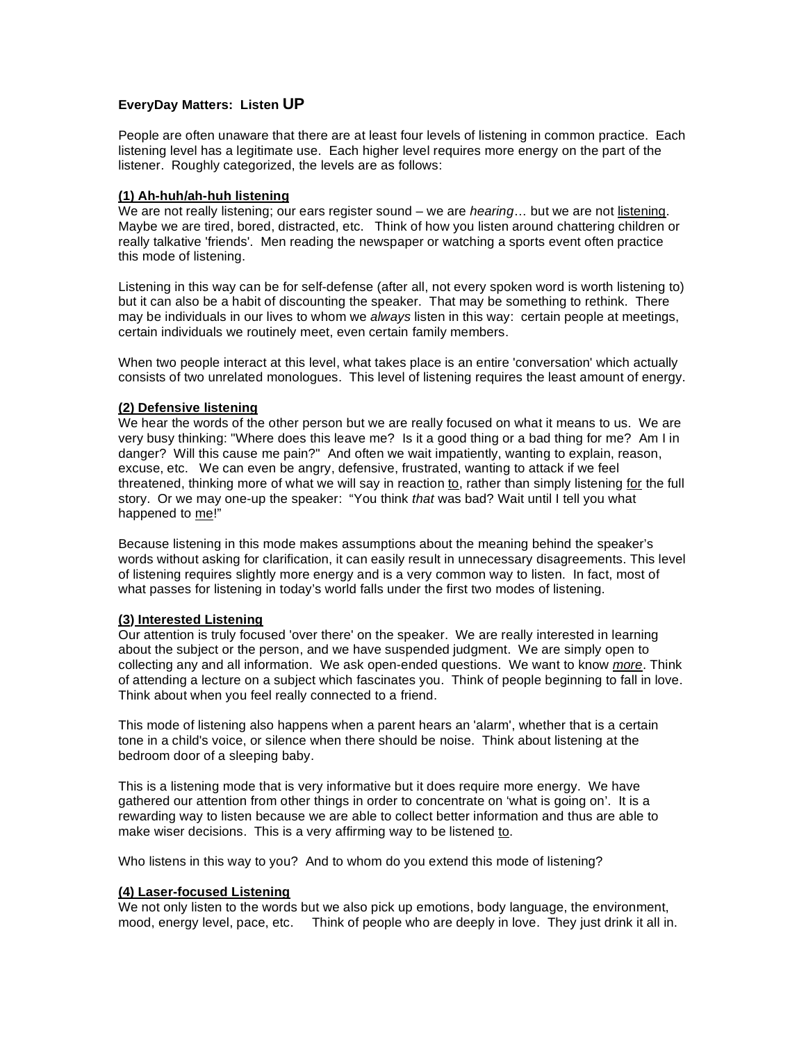**EveryDay Matters: Listen UP**

People are often unaware that there are at least four levels of listening in common practice. Each listening level has a legitimate use. Each higher level requires more energy on the part of the listener. Roughly categorized, the levels are as follows:

**(1) Ah-huh/ah-huh listening**

We are not really listening; our ears register sound – we are *hearing*… but we are not listening. Maybe we are tired, bored, distracted, etc. Think of how you listen around chattering children or really talkative 'friends'. Men reading the newspaper or watching a sports event often practice this mode of listening.

Listening in this way can be for self-defense (after all, not every spoken word is worth listening to) but it can also be a habit of discounting the speaker. That may be something to rethink. There may be individuals in our lives to whom we *always* listen in this way: certain people at meetings, certain individuals we routinely meet, even certain family members.

When two people interact at this level, what takes place is an entire 'conversation' which actually consists of two unrelated monologues. This level of listening requires the least amount of energy.

**(2) Defensive listening**

We hear the words of the other person but we are really focused on what it means to us. We are very busy thinking: "Where does this leave me? Is it a good thing or a bad thing for me? Am I in danger? Will this cause me pain?" And often we wait impatiently, wanting to explain, reason, excuse, etc. We can even be angry, defensive, frustrated, wanting to attack if we feel threatened, thinking more of what we will say in reaction to, rather than simply listening for the full story. Or we may one-up the speaker: "You think *that* was bad? Wait until I tell you what happened to me!"

Because listening in this mode makes assumptions about the meaning behind the speaker's words without asking for clarification, it can easily result in unnecessary disagreements. This level of listening requires slightly more energy and is a very common way to listen. In fact, most of what passes for listening in today's world falls under the first two modes of listening.

**(3) Interested Listening**

Our attention is truly focused 'over there' on the speaker. We are really interested in learning about the subject or the person, and we have suspended judgment. We are simply open to collecting any and all information. We ask open-ended questions. We want to know ***more***. Think of attending a lecture on a subject which fascinates you. Think of people beginning to fall in love. Think about when you feel really connected to a friend.

This mode of listening also happens when a parent hears an 'alarm', whether that is a certain tone in a child's voice, or silence when there should be noise. Think about listening at the bedroom door of a sleeping baby.

This is a listening mode that is very informative but it does require more energy. We have gathered our attention from other things in order to concentrate on 'what is going on'. It is a rewarding way to listen because we are able to collect better information and thus are able to make wiser decisions. This is a very affirming way to be listened to.

Who listens in this way to you? And to whom do you extend this mode of listening?

**(4) Laser-focused Listening**

We not only listen to the words but we also pick up emotions, body language, the environment, mood, energy level, pace, etc. Think of people who are deeply in love. They just drink it all in.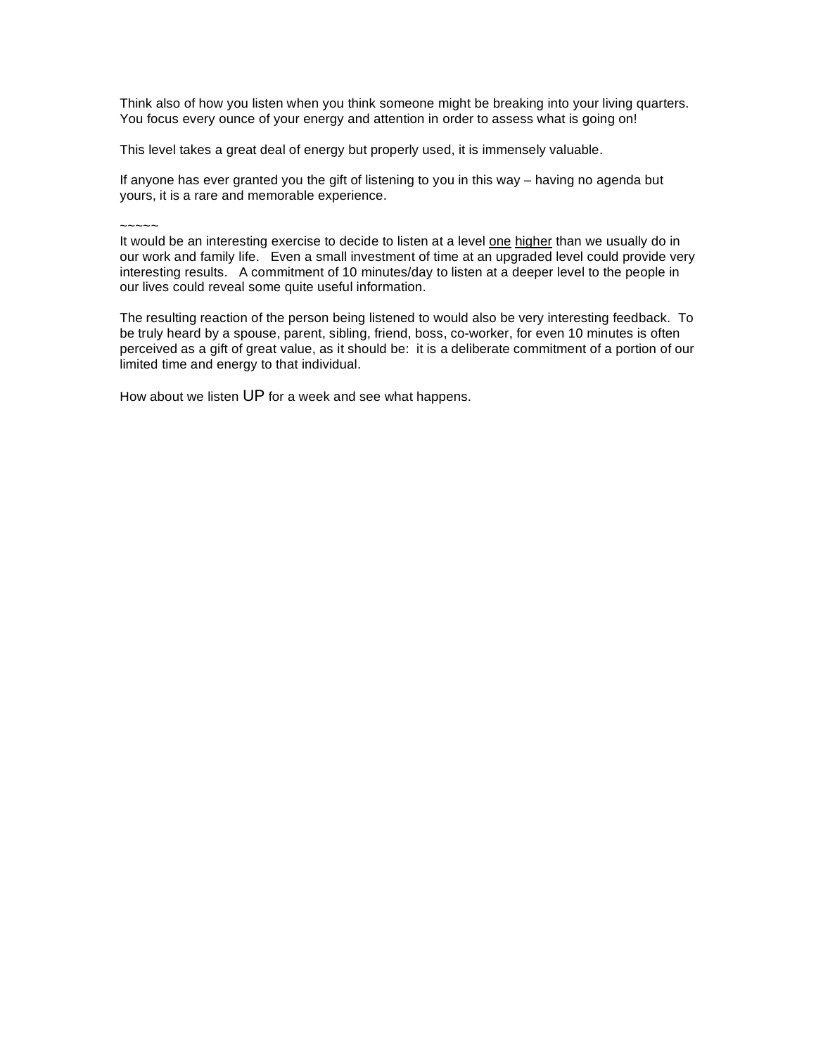Think also of how you listen when you think someone might be breaking into your living quarters. You focus every ounce of your energy and attention in order to assess what is going on!

This level takes a great deal of energy but properly used, it is immensely valuable.

If anyone has ever granted you the gift of listening to you in this way – having no agenda but yours, it is a rare and memorable experience.

~~~~~

It would be an interesting exercise to decide to listen at a level <u>one</u> <u>higher</u> than we usually do in our work and family life. Even a small investment of time at an upgraded level could provide very interesting results. A commitment of 10 minutes/day to listen at a deeper level to the people in our lives could reveal some quite useful information.

The resulting reaction of the person being listened to would also be very interesting feedback. To be truly heard by a spouse, parent, sibling, friend, boss, co-worker, for even 10 minutes is often perceived as a gift of great value, as it should be: it is a deliberate commitment of a portion of our limited time and energy to that individual.

How about we listen UP for a week and see what happens.